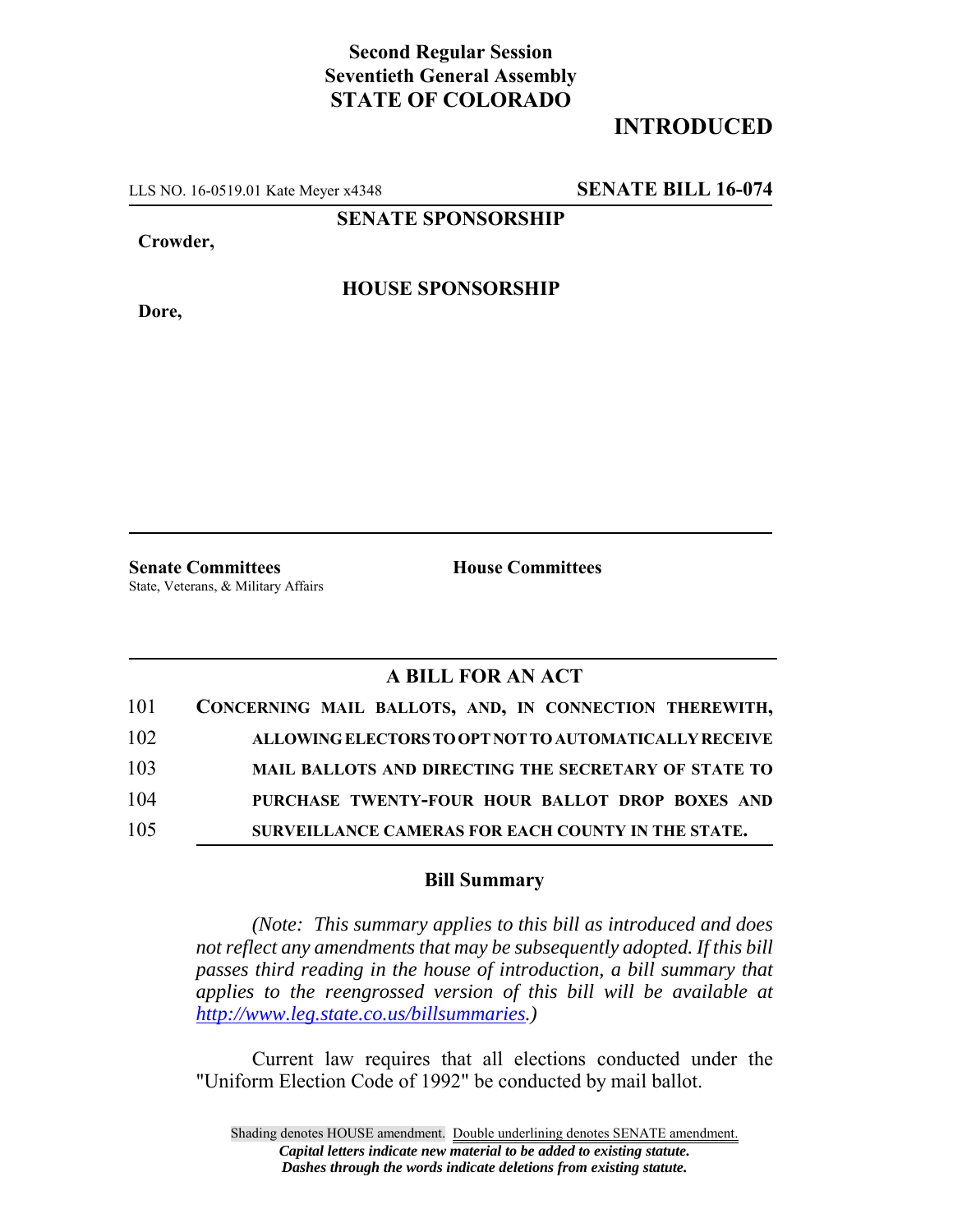**Second Regular Session**
**Seventieth General Assembly**
**STATE OF COLORADO**

# INTRODUCED

LLS NO. 16-0519.01 Kate Meyer x4348 **SENATE BILL 16-074**

**SENATE SPONSORSHIP**

**Crowder,**

**HOUSE SPONSORSHIP**

**Dore,**

**Senate Committees**
State, Veterans, & Military Affairs

**House Committees**

## A BILL FOR AN ACT

101 **CONCERNING MAIL BALLOTS, AND, IN CONNECTION THEREWITH,**
102 **ALLOWING ELECTORS TO OPT NOT TO AUTOMATICALLY RECEIVE**
103 **MAIL BALLOTS AND DIRECTING THE SECRETARY OF STATE TO**
104 **PURCHASE TWENTY-FOUR HOUR BALLOT DROP BOXES AND**
105 **SURVEILLANCE CAMERAS FOR EACH COUNTY IN THE STATE.**

### Bill Summary

*(Note: This summary applies to this bill as introduced and does not reflect any amendments that may be subsequently adopted. If this bill passes third reading in the house of introduction, a bill summary that applies to the reengrossed version of this bill will be available at http://www.leg.state.co.us/billsummaries.)*

Current law requires that all elections conducted under the "Uniform Election Code of 1992" be conducted by mail ballot.

Shading denotes HOUSE amendment. Double underlining denotes SENATE amendment.
*Capital letters indicate new material to be added to existing statute.*
*Dashes through the words indicate deletions from existing statute.*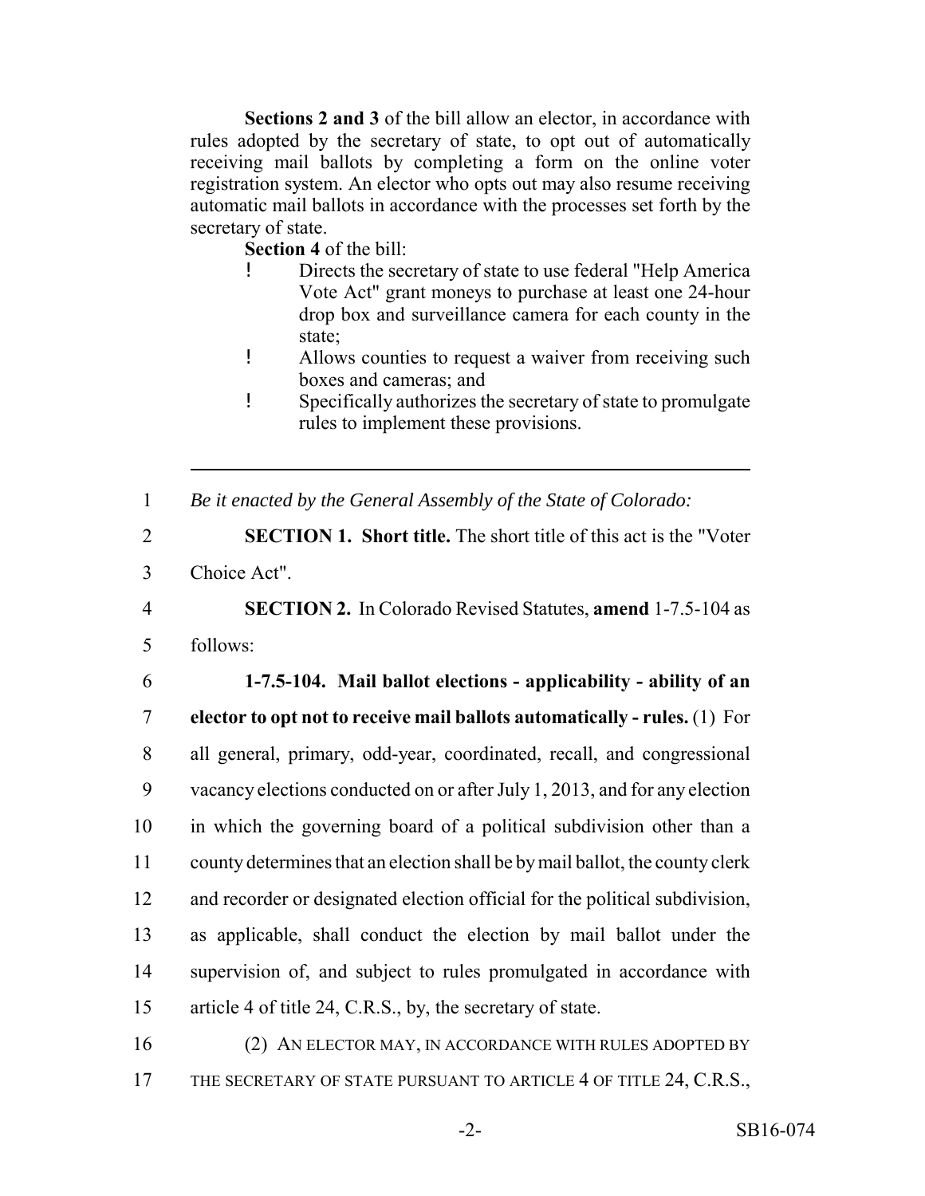**Sections 2 and 3** of the bill allow an elector, in accordance with rules adopted by the secretary of state, to opt out of automatically receiving mail ballots by completing a form on the online voter registration system. An elector who opts out may also resume receiving automatic mail ballots in accordance with the processes set forth by the secretary of state.

**Section 4** of the bill:

- Directs the secretary of state to use federal "Help America Vote Act" grant moneys to purchase at least one 24-hour drop box and surveillance camera for each county in the state;
- Allows counties to request a waiver from receiving such boxes and cameras; and
- Specifically authorizes the secretary of state to promulgate rules to implement these provisions.

---

1 *Be it enacted by the General Assembly of the State of Colorado:*

2 **SECTION 1. Short title.** The short title of this act is the "Voter
3 Choice Act".

4 **SECTION 2.** In Colorado Revised Statutes, **amend** 1-7.5-104 as
5 follows:

6 **1-7.5-104. Mail ballot elections - applicability - ability of an**
7 **elector to opt not to receive mail ballots automatically - rules.** (1) For
8 all general, primary, odd-year, coordinated, recall, and congressional
9 vacancy elections conducted on or after July 1, 2013, and for any election
10 in which the governing board of a political subdivision other than a
11 county determines that an election shall be by mail ballot, the county clerk
12 and recorder or designated election official for the political subdivision,
13 as applicable, shall conduct the election by mail ballot under the
14 supervision of, and subject to rules promulgated in accordance with
15 article 4 of title 24, C.R.S., by, the secretary of state.

16 (2) AN ELECTOR MAY, IN ACCORDANCE WITH RULES ADOPTED BY
17 THE SECRETARY OF STATE PURSUANT TO ARTICLE 4 OF TITLE 24, C.R.S.,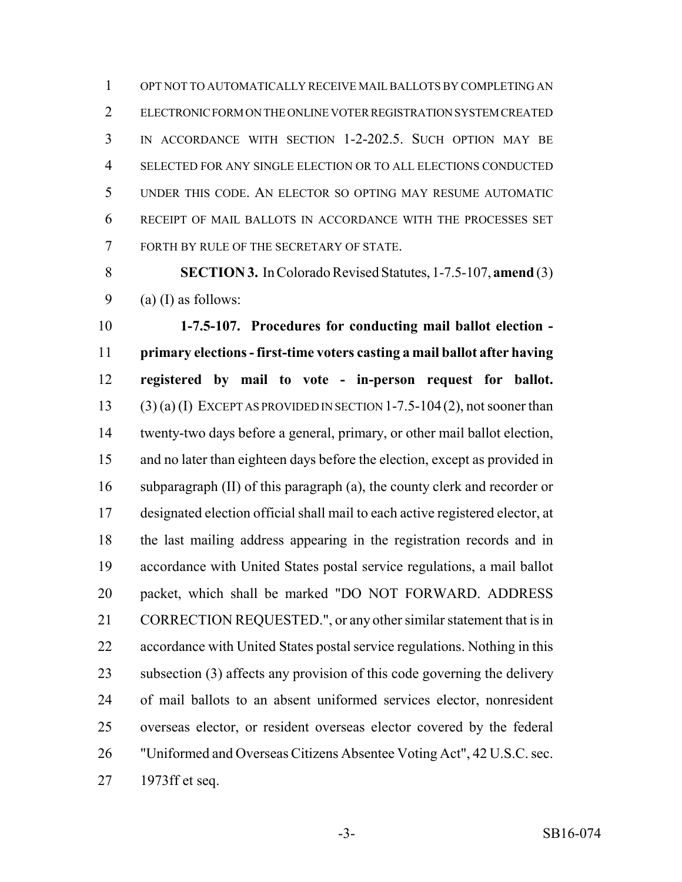OPT NOT TO AUTOMATICALLY RECEIVE MAIL BALLOTS BY COMPLETING AN ELECTRONIC FORM ON THE ONLINE VOTER REGISTRATION SYSTEM CREATED IN ACCORDANCE WITH SECTION 1-2-202.5. SUCH OPTION MAY BE SELECTED FOR ANY SINGLE ELECTION OR TO ALL ELECTIONS CONDUCTED UNDER THIS CODE. AN ELECTOR SO OPTING MAY RESUME AUTOMATIC RECEIPT OF MAIL BALLOTS IN ACCORDANCE WITH THE PROCESSES SET FORTH BY RULE OF THE SECRETARY OF STATE.

**SECTION 3.** In Colorado Revised Statutes, 1-7.5-107, **amend** (3) (a) (I) as follows:

**1-7.5-107. Procedures for conducting mail ballot election - primary elections - first-time voters casting a mail ballot after having registered by mail to vote - in-person request for ballot.** (3) (a) (I) EXCEPT AS PROVIDED IN SECTION 1-7.5-104 (2), not sooner than twenty-two days before a general, primary, or other mail ballot election, and no later than eighteen days before the election, except as provided in subparagraph (II) of this paragraph (a), the county clerk and recorder or designated election official shall mail to each active registered elector, at the last mailing address appearing in the registration records and in accordance with United States postal service regulations, a mail ballot packet, which shall be marked "DO NOT FORWARD. ADDRESS CORRECTION REQUESTED.", or any other similar statement that is in accordance with United States postal service regulations. Nothing in this subsection (3) affects any provision of this code governing the delivery of mail ballots to an absent uniformed services elector, nonresident overseas elector, or resident overseas elector covered by the federal "Uniformed and Overseas Citizens Absentee Voting Act", 42 U.S.C. sec. 1973ff et seq.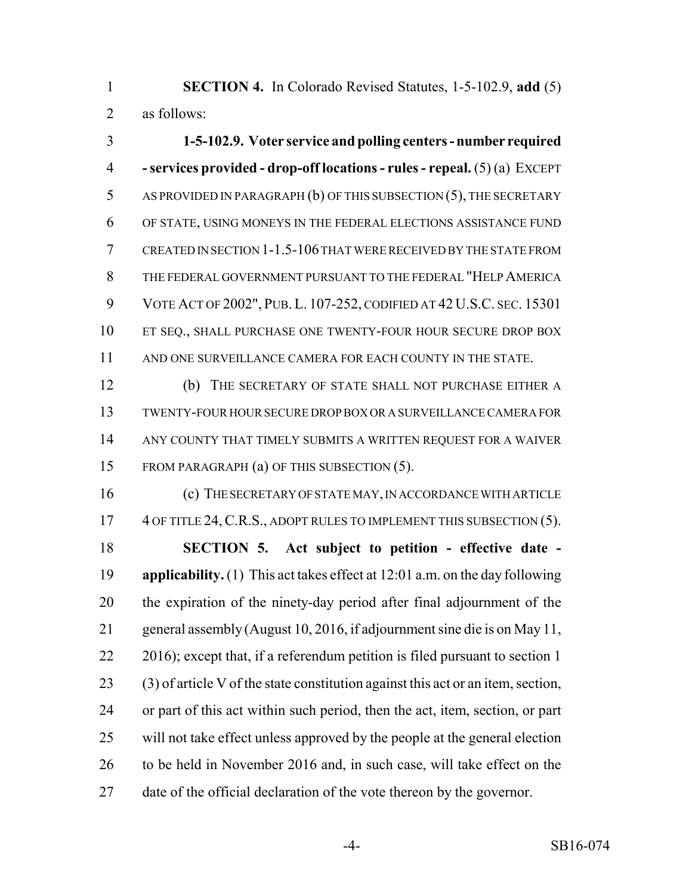**SECTION 4.** In Colorado Revised Statutes, 1-5-102.9, **add** (5) as follows:

**1-5-102.9. Voter service and polling centers - number required - services provided - drop-off locations - rules - repeal.** (5) (a) EXCEPT AS PROVIDED IN PARAGRAPH (b) OF THIS SUBSECTION (5), THE SECRETARY OF STATE, USING MONEYS IN THE FEDERAL ELECTIONS ASSISTANCE FUND CREATED IN SECTION 1-1.5-106 THAT WERE RECEIVED BY THE STATE FROM THE FEDERAL GOVERNMENT PURSUANT TO THE FEDERAL "HELP AMERICA VOTE ACT OF 2002", PUB. L. 107-252, CODIFIED AT 42 U.S.C. SEC. 15301 ET SEQ., SHALL PURCHASE ONE TWENTY-FOUR HOUR SECURE DROP BOX AND ONE SURVEILLANCE CAMERA FOR EACH COUNTY IN THE STATE.

(b) THE SECRETARY OF STATE SHALL NOT PURCHASE EITHER A TWENTY-FOUR HOUR SECURE DROP BOX OR A SURVEILLANCE CAMERA FOR ANY COUNTY THAT TIMELY SUBMITS A WRITTEN REQUEST FOR A WAIVER FROM PARAGRAPH (a) OF THIS SUBSECTION (5).

(c) THE SECRETARY OF STATE MAY, IN ACCORDANCE WITH ARTICLE 4 OF TITLE 24, C.R.S., ADOPT RULES TO IMPLEMENT THIS SUBSECTION (5).

**SECTION 5. Act subject to petition - effective date - applicability.** (1) This act takes effect at 12:01 a.m. on the day following the expiration of the ninety-day period after final adjournment of the general assembly (August 10, 2016, if adjournment sine die is on May 11, 2016); except that, if a referendum petition is filed pursuant to section 1 (3) of article V of the state constitution against this act or an item, section, or part of this act within such period, then the act, item, section, or part will not take effect unless approved by the people at the general election to be held in November 2016 and, in such case, will take effect on the date of the official declaration of the vote thereon by the governor.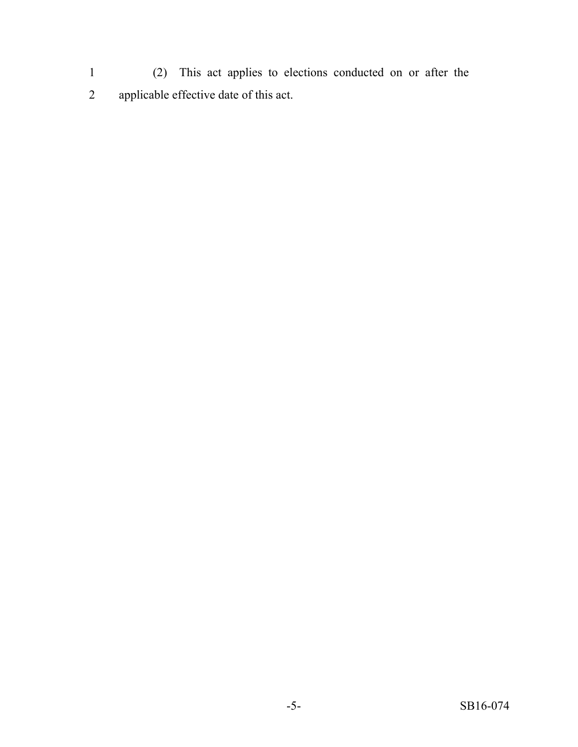(2) This act applies to elections conducted on or after the applicable effective date of this act.